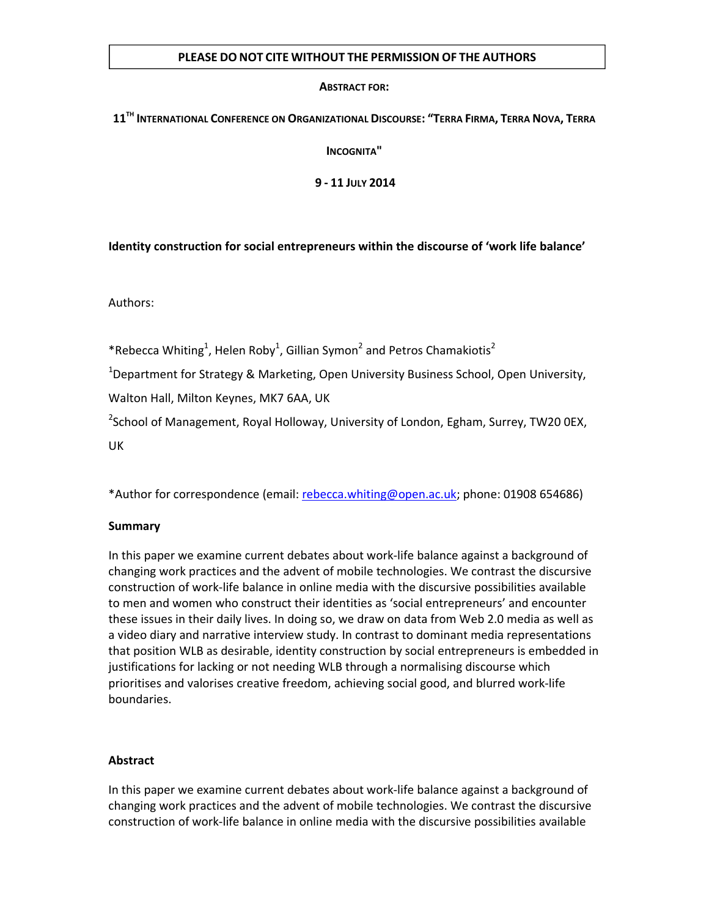**PLEASE DO NOT CITE WITHOUT THE PERMISSION OF THE AUTHORS**

**ABSTRACT FOR:**

**11TH INTERNATIONAL CONFERENCE ON ORGANIZATIONAL DISCOURSE: "TERRA FIRMA, TERRA NOVA, TERRA INCOGNITA"**

**9 - 11 JULY 2014**

# Identity construction for social entrepreneurs within the discourse of 'work life balance'

Authors:

*Rebecca Whiting[1], Helen Roby[1], Gillian Symon[2] and Petros Chamakiotis[2]

[1]Department for Strategy & Marketing, Open University Business School, Open University, Walton Hall, Milton Keynes, MK7 6AA, UK

[2]School of Management, Royal Holloway, University of London, Egham, Surrey, TW20 0EX, UK

*Author for correspondence (email: rebecca.whiting@open.ac.uk; phone: 01908 654686)

## Summary

In this paper we examine current debates about work-life balance against a background of changing work practices and the advent of mobile technologies. We contrast the discursive construction of work-life balance in online media with the discursive possibilities available to men and women who construct their identities as 'social entrepreneurs' and encounter these issues in their daily lives. In doing so, we draw on data from Web 2.0 media as well as a video diary and narrative interview study. In contrast to dominant media representations that position WLB as desirable, identity construction by social entrepreneurs is embedded in justifications for lacking or not needing WLB through a normalising discourse which prioritises and valorises creative freedom, achieving social good, and blurred work-life boundaries.

## Abstract

In this paper we examine current debates about work-life balance against a background of changing work practices and the advent of mobile technologies. We contrast the discursive construction of work-life balance in online media with the discursive possibilities available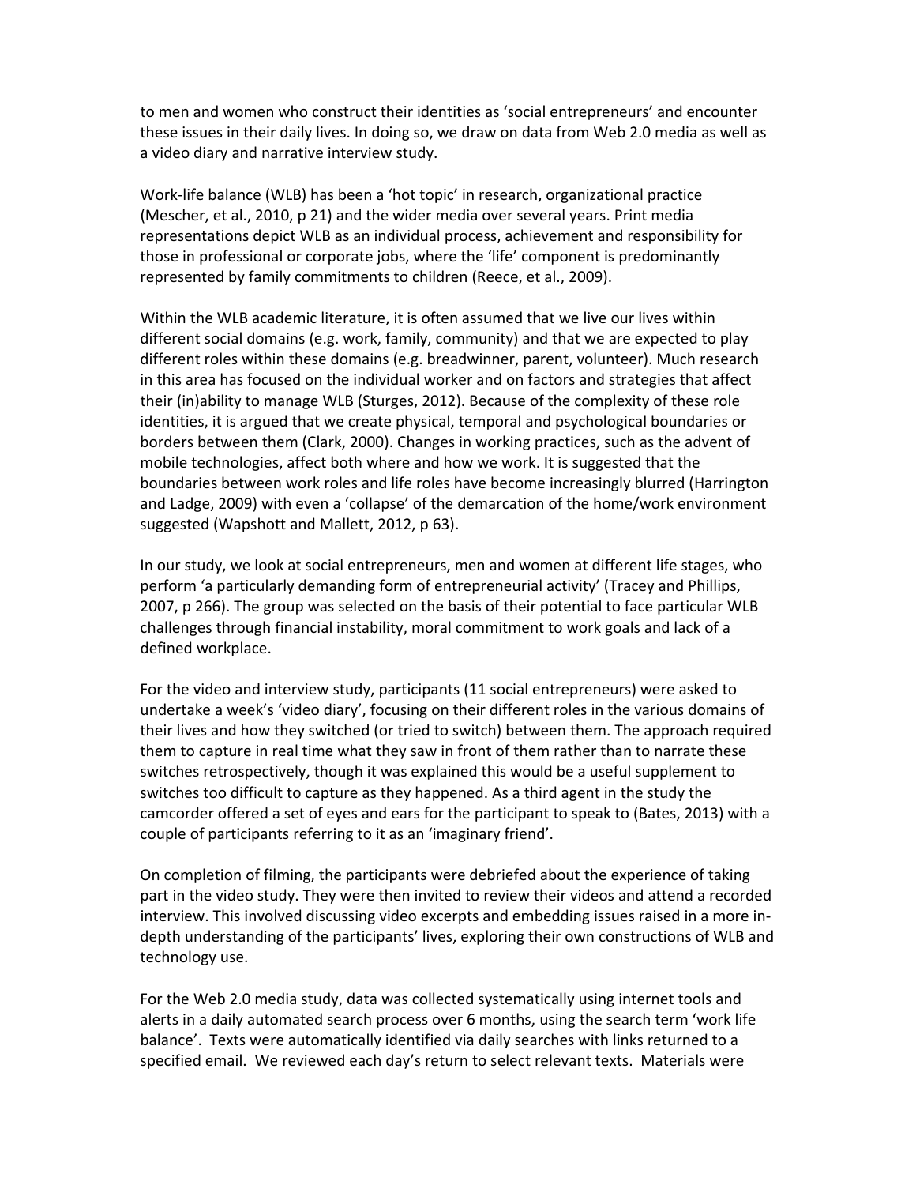to men and women who construct their identities as 'social entrepreneurs' and encounter these issues in their daily lives. In doing so, we draw on data from Web 2.0 media as well as a video diary and narrative interview study.

Work-life balance (WLB) has been a 'hot topic' in research, organizational practice (Mescher, et al., 2010, p 21) and the wider media over several years. Print media representations depict WLB as an individual process, achievement and responsibility for those in professional or corporate jobs, where the 'life' component is predominantly represented by family commitments to children (Reece, et al., 2009).

Within the WLB academic literature, it is often assumed that we live our lives within different social domains (e.g. work, family, community) and that we are expected to play different roles within these domains (e.g. breadwinner, parent, volunteer). Much research in this area has focused on the individual worker and on factors and strategies that affect their (in)ability to manage WLB (Sturges, 2012). Because of the complexity of these role identities, it is argued that we create physical, temporal and psychological boundaries or borders between them (Clark, 2000). Changes in working practices, such as the advent of mobile technologies, affect both where and how we work. It is suggested that the boundaries between work roles and life roles have become increasingly blurred (Harrington and Ladge, 2009) with even a 'collapse' of the demarcation of the home/work environment suggested (Wapshott and Mallett, 2012, p 63).

In our study, we look at social entrepreneurs, men and women at different life stages, who perform 'a particularly demanding form of entrepreneurial activity' (Tracey and Phillips, 2007, p 266). The group was selected on the basis of their potential to face particular WLB challenges through financial instability, moral commitment to work goals and lack of a defined workplace.

For the video and interview study, participants (11 social entrepreneurs) were asked to undertake a week's 'video diary', focusing on their different roles in the various domains of their lives and how they switched (or tried to switch) between them. The approach required them to capture in real time what they saw in front of them rather than to narrate these switches retrospectively, though it was explained this would be a useful supplement to switches too difficult to capture as they happened. As a third agent in the study the camcorder offered a set of eyes and ears for the participant to speak to (Bates, 2013) with a couple of participants referring to it as an 'imaginary friend'.

On completion of filming, the participants were debriefed about the experience of taking part in the video study. They were then invited to review their videos and attend a recorded interview. This involved discussing video excerpts and embedding issues raised in a more in-depth understanding of the participants' lives, exploring their own constructions of WLB and technology use.

For the Web 2.0 media study, data was collected systematically using internet tools and alerts in a daily automated search process over 6 months, using the search term 'work life balance'. Texts were automatically identified via daily searches with links returned to a specified email. We reviewed each day's return to select relevant texts. Materials were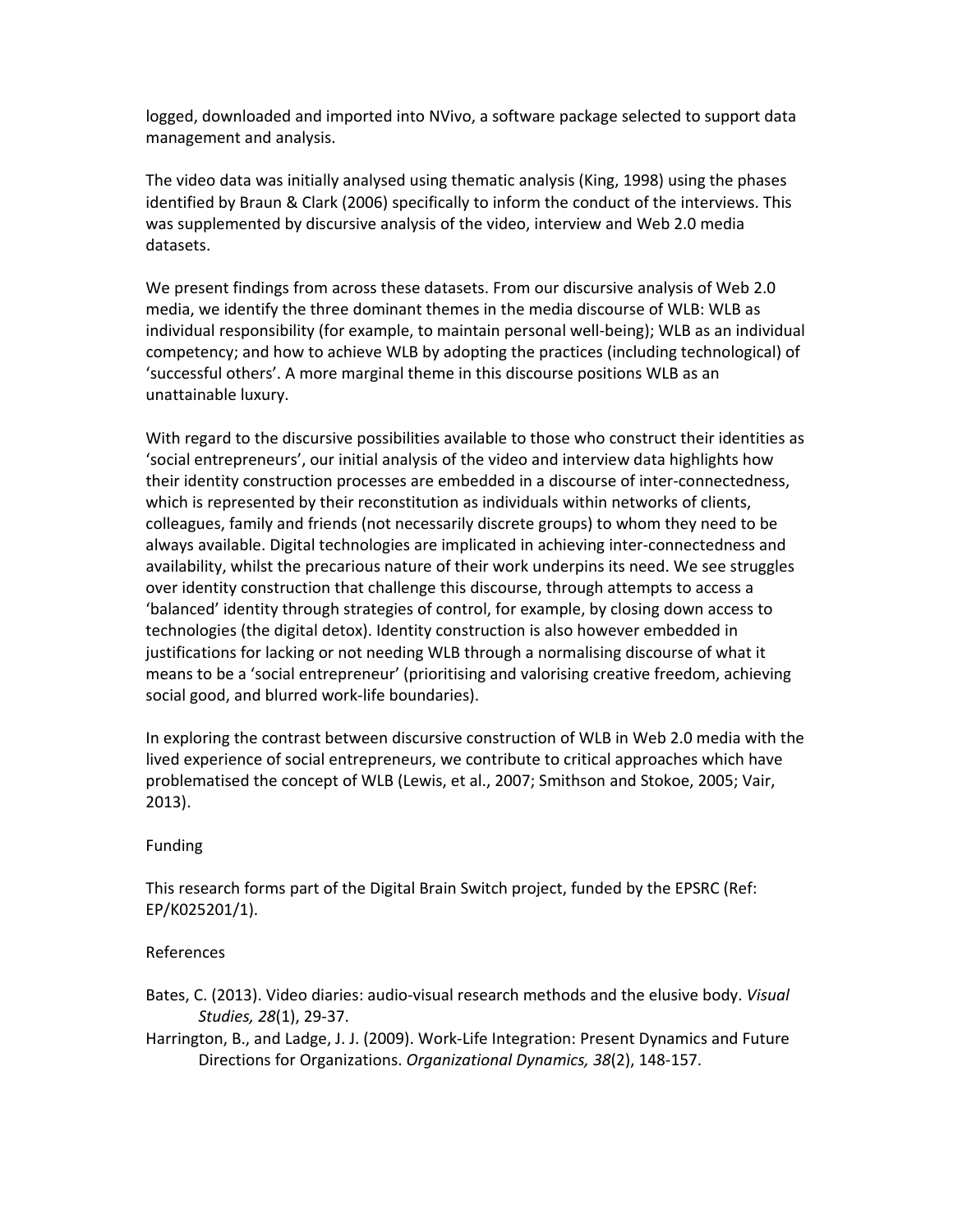logged, downloaded and imported into NVivo, a software package selected to support data management and analysis.

The video data was initially analysed using thematic analysis (King, 1998) using the phases identified by Braun & Clark (2006) specifically to inform the conduct of the interviews. This was supplemented by discursive analysis of the video, interview and Web 2.0 media datasets.

We present findings from across these datasets. From our discursive analysis of Web 2.0 media, we identify the three dominant themes in the media discourse of WLB: WLB as individual responsibility (for example, to maintain personal well-being); WLB as an individual competency; and how to achieve WLB by adopting the practices (including technological) of 'successful others'. A more marginal theme in this discourse positions WLB as an unattainable luxury.

With regard to the discursive possibilities available to those who construct their identities as 'social entrepreneurs', our initial analysis of the video and interview data highlights how their identity construction processes are embedded in a discourse of inter-connectedness, which is represented by their reconstitution as individuals within networks of clients, colleagues, family and friends (not necessarily discrete groups) to whom they need to be always available. Digital technologies are implicated in achieving inter-connectedness and availability, whilst the precarious nature of their work underpins its need. We see struggles over identity construction that challenge this discourse, through attempts to access a 'balanced' identity through strategies of control, for example, by closing down access to technologies (the digital detox). Identity construction is also however embedded in justifications for lacking or not needing WLB through a normalising discourse of what it means to be a 'social entrepreneur' (prioritising and valorising creative freedom, achieving social good, and blurred work-life boundaries).

In exploring the contrast between discursive construction of WLB in Web 2.0 media with the lived experience of social entrepreneurs, we contribute to critical approaches which have problematised the concept of WLB (Lewis, et al., 2007; Smithson and Stokoe, 2005; Vair, 2013).

Funding

This research forms part of the Digital Brain Switch project, funded by the EPSRC (Ref: EP/K025201/1).

References

Bates, C. (2013). Video diaries: audio-visual research methods and the elusive body. *Visual Studies, 28*(1), 29-37.

Harrington, B., and Ladge, J. J. (2009). Work-Life Integration: Present Dynamics and Future Directions for Organizations. *Organizational Dynamics, 38*(2), 148-157.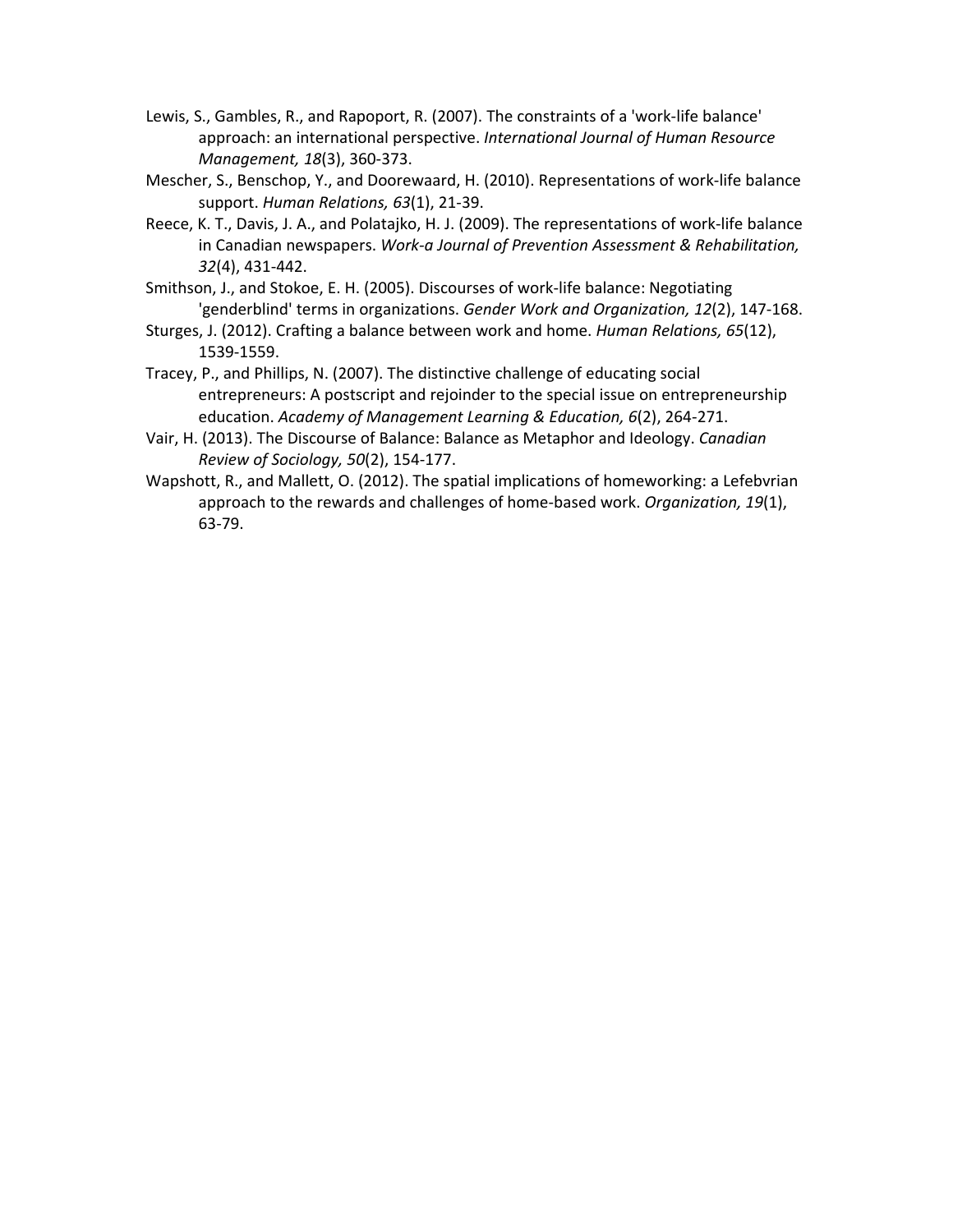Lewis, S., Gambles, R., and Rapoport, R. (2007). The constraints of a 'work-life balance' approach: an international perspective. *International Journal of Human Resource Management, 18*(3), 360-373.

Mescher, S., Benschop, Y., and Doorewaard, H. (2010). Representations of work-life balance support. *Human Relations, 63*(1), 21-39.

Reece, K. T., Davis, J. A., and Polatajko, H. J. (2009). The representations of work-life balance in Canadian newspapers. *Work-a Journal of Prevention Assessment & Rehabilitation, 32*(4), 431-442.

Smithson, J., and Stokoe, E. H. (2005). Discourses of work-life balance: Negotiating 'genderblind' terms in organizations. *Gender Work and Organization, 12*(2), 147-168.

Sturges, J. (2012). Crafting a balance between work and home. *Human Relations, 65*(12), 1539-1559.

Tracey, P., and Phillips, N. (2007). The distinctive challenge of educating social entrepreneurs: A postscript and rejoinder to the special issue on entrepreneurship education. *Academy of Management Learning & Education, 6*(2), 264-271.

Vair, H. (2013). The Discourse of Balance: Balance as Metaphor and Ideology. *Canadian Review of Sociology, 50*(2), 154-177.

Wapshott, R., and Mallett, O. (2012). The spatial implications of homeworking: a Lefebvrian approach to the rewards and challenges of home-based work. *Organization, 19*(1), 63-79.